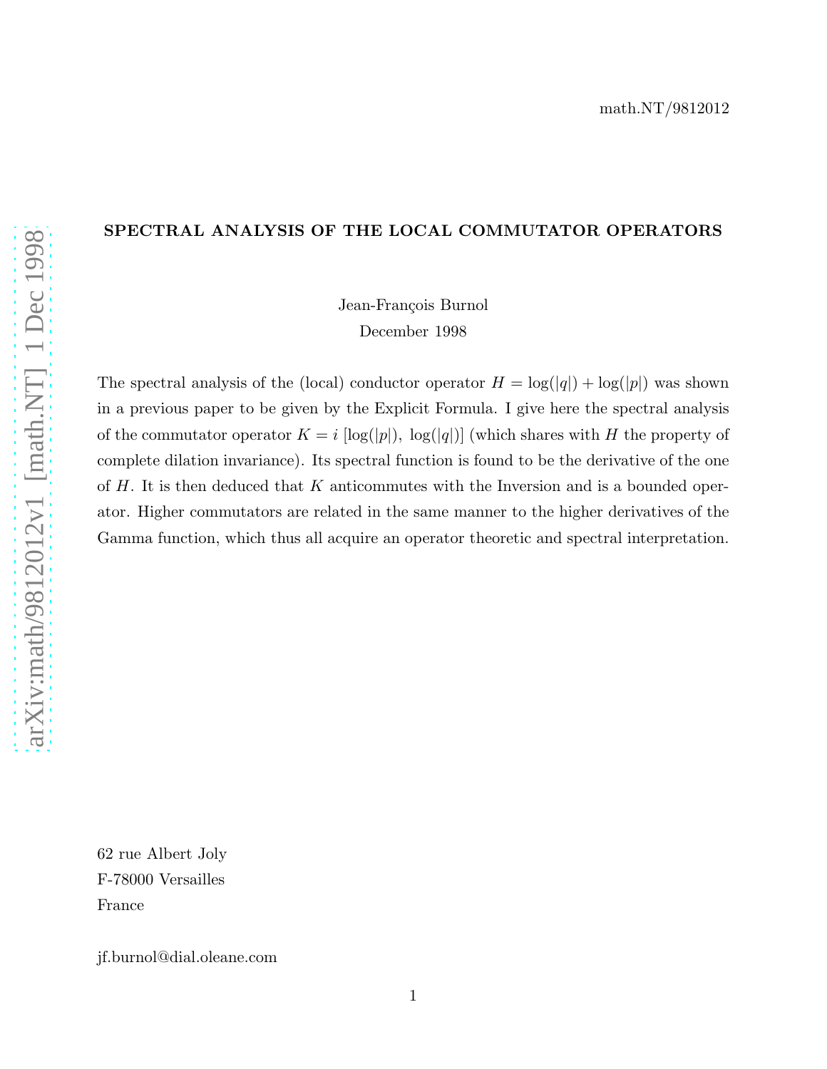math.NT/9812012

# SPECTRAL ANALYSIS OF THE LOCAL COMMUTATOR OPERATORS

Jean-François Burnol

December 1998

The spectral analysis of the (local) conductor operator $H = \log(|q|) + \log(|p|)$ was shown in a previous paper to be given by the Explicit Formula. I give here the spectral analysis of the commutator operator $K = i\,[\log(|p|),\ \log(|q|)]$ (which shares with $H$ the property of complete dilation invariance). Its spectral function is found to be the derivative of the one of $H$. It is then deduced that $K$ anticommutes with the Inversion and is a bounded operator. Higher commutators are related in the same manner to the higher derivatives of the Gamma function, which thus all acquire an operator theoretic and spectral interpretation.

62 rue Albert Joly
F-78000 Versailles
France

jf.burnol@dial.oleane.com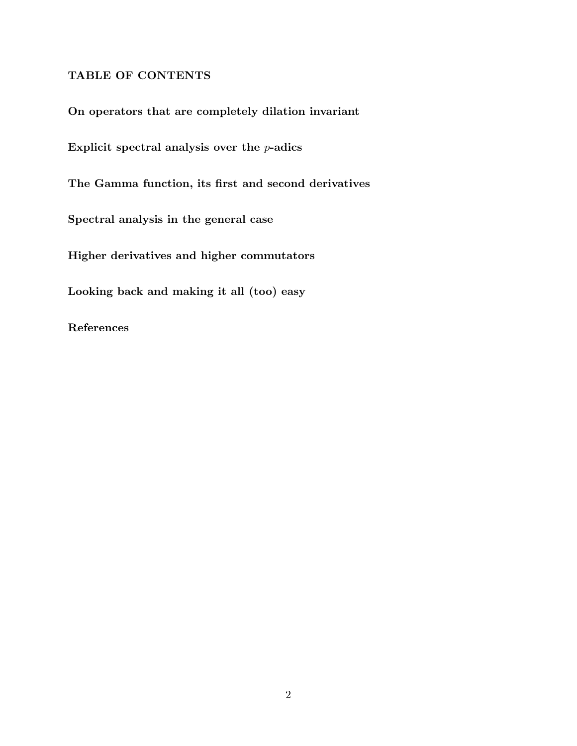## TABLE OF CONTENTS

**On operators that are completely dilation invariant**

**Explicit spectral analysis over the $p$-adics**

**The Gamma function, its first and second derivatives**

**Spectral analysis in the general case**

**Higher derivatives and higher commutators**

**Looking back and making it all (too) easy**

**References**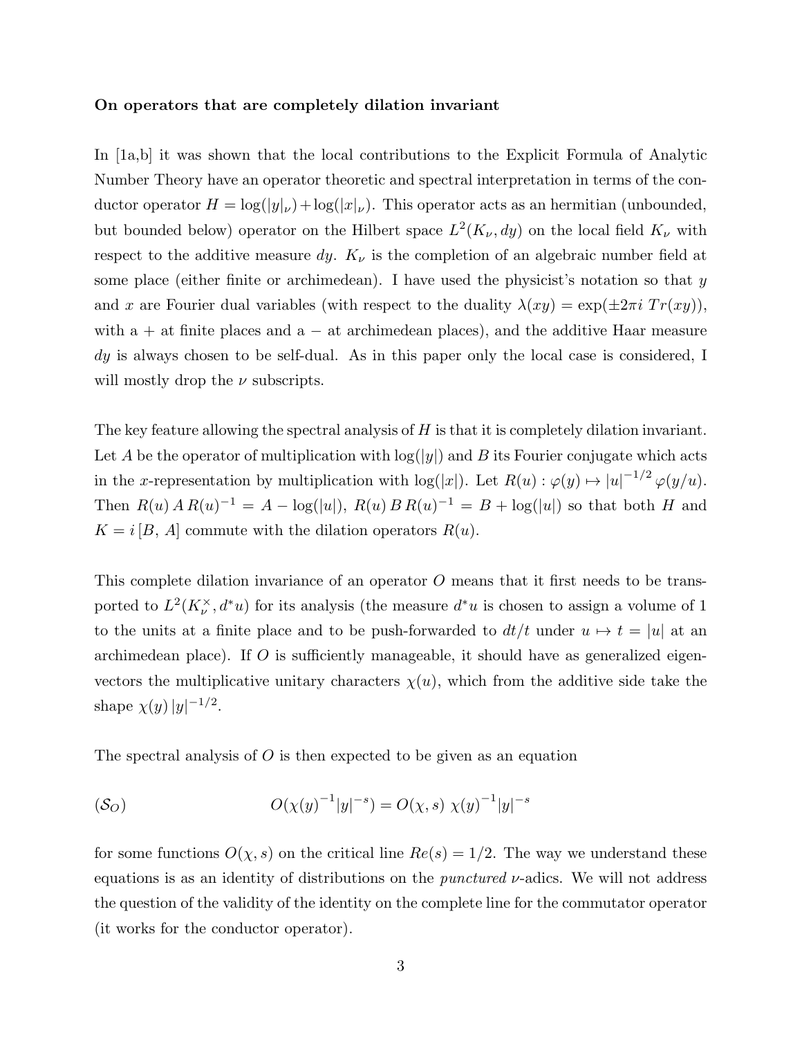**On operators that are completely dilation invariant**

In [1a,b] it was shown that the local contributions to the Explicit Formula of Analytic Number Theory have an operator theoretic and spectral interpretation in terms of the conductor operator $H = \log(|y|_\nu) + \log(|x|_\nu)$. This operator acts as an hermitian (unbounded, but bounded below) operator on the Hilbert space $L^2(K_\nu, dy)$ on the local field $K_\nu$ with respect to the additive measure $dy$. $K_\nu$ is the completion of an algebraic number field at some place (either finite or archimedean). I have used the physicist's notation so that $y$ and $x$ are Fourier dual variables (with respect to the duality $\lambda(xy) = \exp(\pm 2\pi i\, Tr(xy))$, with a $+$ at finite places and a $-$ at archimedean places), and the additive Haar measure $dy$ is always chosen to be self-dual. As in this paper only the local case is considered, I will mostly drop the $\nu$ subscripts.

The key feature allowing the spectral analysis of $H$ is that it is completely dilation invariant. Let $A$ be the operator of multiplication with $\log(|y|)$ and $B$ its Fourier conjugate which acts in the $x$-representation by multiplication with $\log(|x|)$. Let $R(u) : \varphi(y) \mapsto |u|^{-1/2}\, \varphi(y/u)$. Then $R(u)\, A\, R(u)^{-1} = A - \log(|u|)$, $R(u)\, B\, R(u)^{-1} = B + \log(|u|)$ so that both $H$ and $K = i\,[B,\, A]$ commute with the dilation operators $R(u)$.

This complete dilation invariance of an operator $O$ means that it first needs to be transported to $L^2(K_\nu^\times, d^*u)$ for its analysis (the measure $d^*u$ is chosen to assign a volume of 1 to the units at a finite place and to be push-forwarded to $dt/t$ under $u \mapsto t = |u|$ at an archimedean place). If $O$ is sufficiently manageable, it should have as generalized eigenvectors the multiplicative unitary characters $\chi(u)$, which from the additive side take the shape $\chi(y)\, |y|^{-1/2}$.

The spectral analysis of $O$ is then expected to be given as an equation

$$(\mathcal{S}_O) \qquad\qquad O(\chi(y)^{-1}|y|^{-s}) = O(\chi, s)\ \chi(y)^{-1}|y|^{-s}$$

for some functions $O(\chi, s)$ on the critical line $Re(s) = 1/2$. The way we understand these equations is as an identity of distributions on the *punctured* $\nu$-adics. We will not address the question of the validity of the identity on the complete line for the commutator operator (it works for the conductor operator).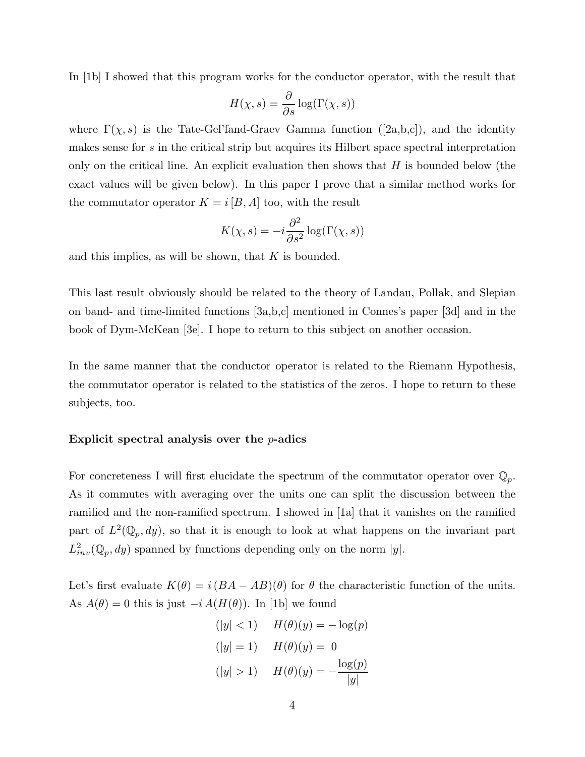In [1b] I showed that this program works for the conductor operator, with the result that

$$H(\chi, s) = \frac{\partial}{\partial s} \log(\Gamma(\chi, s))$$

where $\Gamma(\chi, s)$ is the Tate-Gel'fand-Graev Gamma function ([2a,b,c]), and the identity makes sense for $s$ in the critical strip but acquires its Hilbert space spectral interpretation only on the critical line. An explicit evaluation then shows that $H$ is bounded below (the exact values will be given below). In this paper I prove that a similar method works for the commutator operator $K = i\,[B, A]$ too, with the result

$$K(\chi, s) = -i \frac{\partial^2}{\partial s^2} \log(\Gamma(\chi, s))$$

and this implies, as will be shown, that $K$ is bounded.

This last result obviously should be related to the theory of Landau, Pollak, and Slepian on band- and time-limited functions [3a,b,c] mentioned in Connes's paper [3d] and in the book of Dym-McKean [3e]. I hope to return to this subject on another occasion.

In the same manner that the conductor operator is related to the Riemann Hypothesis, the commutator operator is related to the statistics of the zeros. I hope to return to these subjects, too.

**Explicit spectral analysis over the $p$-adics**

For concreteness I will first elucidate the spectrum of the commutator operator over $\mathbb{Q}_p$. As it commutes with averaging over the units one can split the discussion between the ramified and the non-ramified spectrum. I showed in [1a] that it vanishes on the ramified part of $L^2(\mathbb{Q}_p, dy)$, so that it is enough to look at what happens on the invariant part $L^2_{inv}(\mathbb{Q}_p, dy)$ spanned by functions depending only on the norm $|y|$.

Let's first evaluate $K(\theta) = i\,(BA - AB)(\theta)$ for $\theta$ the characteristic function of the units. As $A(\theta) = 0$ this is just $-i\,A(H(\theta))$. In [1b] we found

$$(|y| < 1) \quad H(\theta)(y) = -\log(p)$$

$$(|y| = 1) \quad H(\theta)(y) = \ 0$$

$$(|y| > 1) \quad H(\theta)(y) = -\frac{\log(p)}{|y|}$$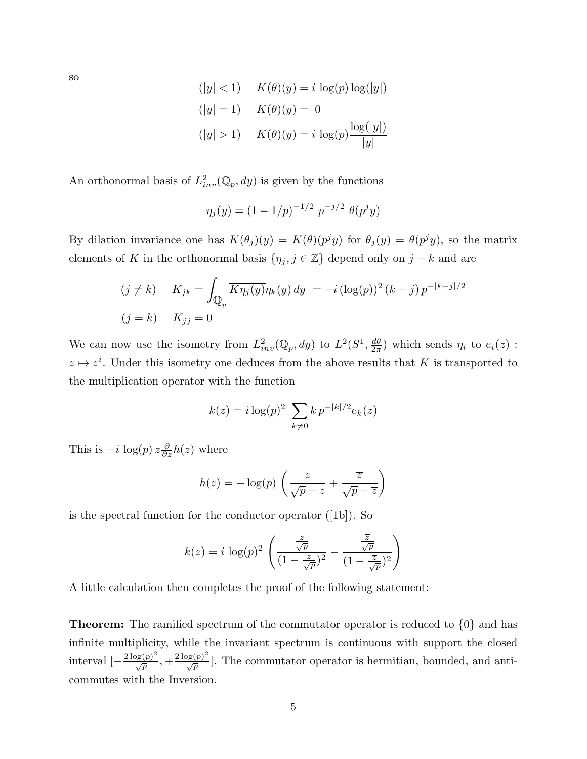so

$$(|y| < 1) \quad K(\theta)(y) = i\, \log(p) \log(|y|)$$

$$(|y| = 1) \quad K(\theta)(y) = \; 0$$

$$(|y| > 1) \quad K(\theta)(y) = i\, \log(p) \frac{\log(|y|)}{|y|}$$

An orthonormal basis of $L^2_{inv}(\mathbb{Q}_p, dy)$ is given by the functions

$$\eta_j(y) = (1 - 1/p)^{-1/2}\; p^{-j/2}\; \theta(p^j y)$$

By dilation invariance one has $K(\theta_j)(y) = K(\theta)(p^j y)$ for $\theta_j(y) = \theta(p^j y)$, so the matrix elements of $K$ in the orthonormal basis $\{\eta_j, j \in \mathbb{Z}\}$ depend only on $j - k$ and are

$$(j \neq k) \quad K_{jk} = \int_{\mathbb{Q}_p} \overline{K\eta_j(y)} \eta_k(y)\, dy \; = -i\, (\log(p))^2\, (k - j)\, p^{-|k-j|/2}$$

$$(j = k) \quad K_{jj} = 0$$

We can now use the isometry from $L^2_{inv}(\mathbb{Q}_p, dy)$ to $L^2(S^1, \frac{d\theta}{2\pi})$ which sends $\eta_i$ to $e_i(z)$ : $z \mapsto z^i$. Under this isometry one deduces from the above results that $K$ is transported to the multiplication operator with the function

$$k(z) = i \log(p)^2 \sum_{k \neq 0} k\, p^{-|k|/2} e_k(z)$$

This is $-i\, \log(p)\, z \frac{\partial}{\partial z} h(z)$ where

$$h(z) = -\log(p) \left( \frac{z}{\sqrt{p} - z} + \frac{\overline{z}}{\sqrt{p} - \overline{z}} \right)$$

is the spectral function for the conductor operator ([1b]). So

$$k(z) = i\, \log(p)^2 \left( \frac{\frac{z}{\sqrt{p}}}{(1 - \frac{z}{\sqrt{p}})^2} - \frac{\frac{\overline{z}}{\sqrt{p}}}{(1 - \frac{\overline{z}}{\sqrt{p}})^2} \right)$$

A little calculation then completes the proof of the following statement:

**Theorem:** The ramified spectrum of the commutator operator is reduced to $\{0\}$ and has infinite multiplicity, while the invariant spectrum is continuous with support the closed interval $[-\frac{2\log(p)^2}{\sqrt{p}}, +\frac{2\log(p)^2}{\sqrt{p}}]$. The commutator operator is hermitian, bounded, and anti-commutes with the Inversion.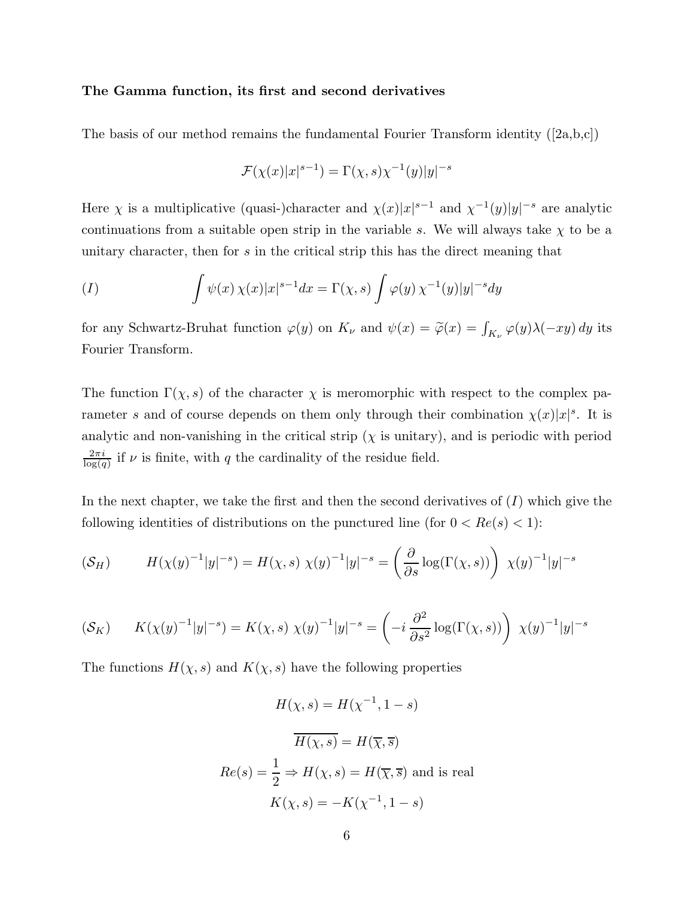**The Gamma function, its first and second derivatives**

The basis of our method remains the fundamental Fourier Transform identity ([2a,b,c])

$$\mathcal{F}(\chi(x)|x|^{s-1}) = \Gamma(\chi, s)\chi^{-1}(y)|y|^{-s}$$

Here $\chi$ is a multiplicative (quasi-)character and $\chi(x)|x|^{s-1}$ and $\chi^{-1}(y)|y|^{-s}$ are analytic continuations from a suitable open strip in the variable $s$. We will always take $\chi$ to be a unitary character, then for $s$ in the critical strip this has the direct meaning that

$$(I) \qquad \int \psi(x)\, \chi(x)|x|^{s-1} dx = \Gamma(\chi, s) \int \varphi(y)\, \chi^{-1}(y)|y|^{-s} dy$$

for any Schwartz-Bruhat function $\varphi(y)$ on $K_\nu$ and $\psi(x) = \widetilde{\varphi}(x) = \int_{K_\nu} \varphi(y)\lambda(-xy)\, dy$ its Fourier Transform.

The function $\Gamma(\chi, s)$ of the character $\chi$ is meromorphic with respect to the complex parameter $s$ and of course depends on them only through their combination $\chi(x)|x|^s$. It is analytic and non-vanishing in the critical strip ($\chi$ is unitary), and is periodic with period $\frac{2\pi i}{\log(q)}$ if $\nu$ is finite, with $q$ the cardinality of the residue field.

In the next chapter, we take the first and then the second derivatives of $(I)$ which give the following identities of distributions on the punctured line (for $0 < Re(s) < 1$):

$$(\mathcal{S}_H) \qquad H(\chi(y)^{-1}|y|^{-s}) = H(\chi, s)\ \chi(y)^{-1}|y|^{-s} = \left( \frac{\partial}{\partial s} \log(\Gamma(\chi, s)) \right)\ \chi(y)^{-1}|y|^{-s}$$

$$(\mathcal{S}_K) \qquad K(\chi(y)^{-1}|y|^{-s}) = K(\chi, s)\ \chi(y)^{-1}|y|^{-s} = \left( -i\, \frac{\partial^2}{\partial s^2} \log(\Gamma(\chi, s)) \right)\ \chi(y)^{-1}|y|^{-s}$$

The functions $H(\chi, s)$ and $K(\chi, s)$ have the following properties

$$H(\chi, s) = H(\chi^{-1}, 1 - s)$$

$$\overline{H(\chi, s)} = H(\overline{\chi}, \overline{s})$$

$$Re(s) = \frac{1}{2} \Rightarrow H(\chi, s) = H(\overline{\chi}, \overline{s}) \text{ and is real}$$

$$K(\chi, s) = -K(\chi^{-1}, 1 - s)$$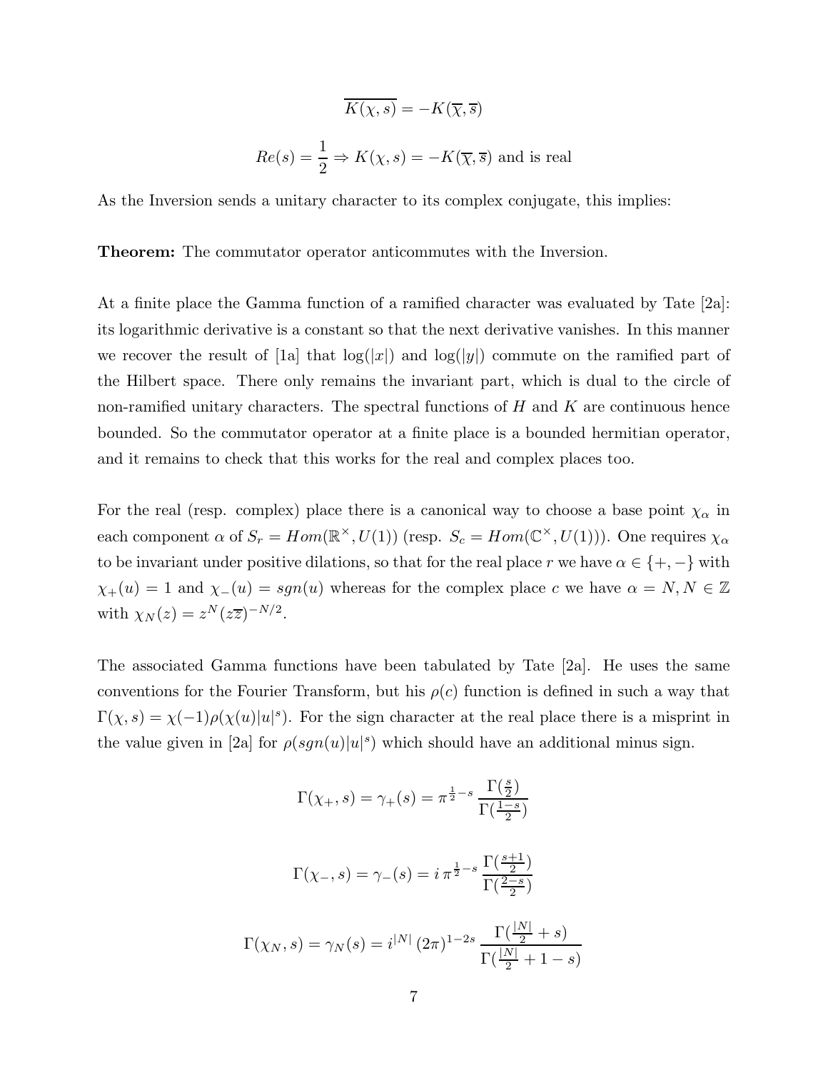$$\overline{K(\chi,s)} = -K(\overline{\chi},\overline{s})$$

$$Re(s) = \frac{1}{2} \Rightarrow K(\chi,s) = -K(\overline{\chi},\overline{s}) \text{ and is real}$$

As the Inversion sends a unitary character to its complex conjugate, this implies:

**Theorem:** The commutator operator anticommutes with the Inversion.

At a finite place the Gamma function of a ramified character was evaluated by Tate [2a]: its logarithmic derivative is a constant so that the next derivative vanishes. In this manner we recover the result of [1a] that $\log(|x|)$ and $\log(|y|)$ commute on the ramified part of the Hilbert space. There only remains the invariant part, which is dual to the circle of non-ramified unitary characters. The spectral functions of $H$ and $K$ are continuous hence bounded. So the commutator operator at a finite place is a bounded hermitian operator, and it remains to check that this works for the real and complex places too.

For the real (resp. complex) place there is a canonical way to choose a base point $\chi_\alpha$ in each component $\alpha$ of $S_r = Hom(\mathbb{R}^\times, U(1))$ (resp. $S_c = Hom(\mathbb{C}^\times, U(1))$). One requires $\chi_\alpha$ to be invariant under positive dilations, so that for the real place $r$ we have $\alpha \in \{+,-\}$ with $\chi_+(u) = 1$ and $\chi_-(u) = sgn(u)$ whereas for the complex place $c$ we have $\alpha = N, N \in \mathbb{Z}$ with $\chi_N(z) = z^N (z\overline{z})^{-N/2}$.

The associated Gamma functions have been tabulated by Tate [2a]. He uses the same conventions for the Fourier Transform, but his $\rho(c)$ function is defined in such a way that $\Gamma(\chi, s) = \chi(-1)\rho(\chi(u)|u|^s)$. For the sign character at the real place there is a misprint in the value given in [2a] for $\rho(sgn(u)|u|^s)$ which should have an additional minus sign.

$$\Gamma(\chi_+, s) = \gamma_+(s) = \pi^{\frac{1}{2}-s} \, \frac{\Gamma(\frac{s}{2})}{\Gamma(\frac{1-s}{2})}$$

$$\Gamma(\chi_-, s) = \gamma_-(s) = i \, \pi^{\frac{1}{2}-s} \, \frac{\Gamma(\frac{s+1}{2})}{\Gamma(\frac{2-s}{2})}$$

$$\Gamma(\chi_N, s) = \gamma_N(s) = i^{|N|} \, (2\pi)^{1-2s} \, \frac{\Gamma(\frac{|N|}{2} + s)}{\Gamma(\frac{|N|}{2} + 1 - s)}$$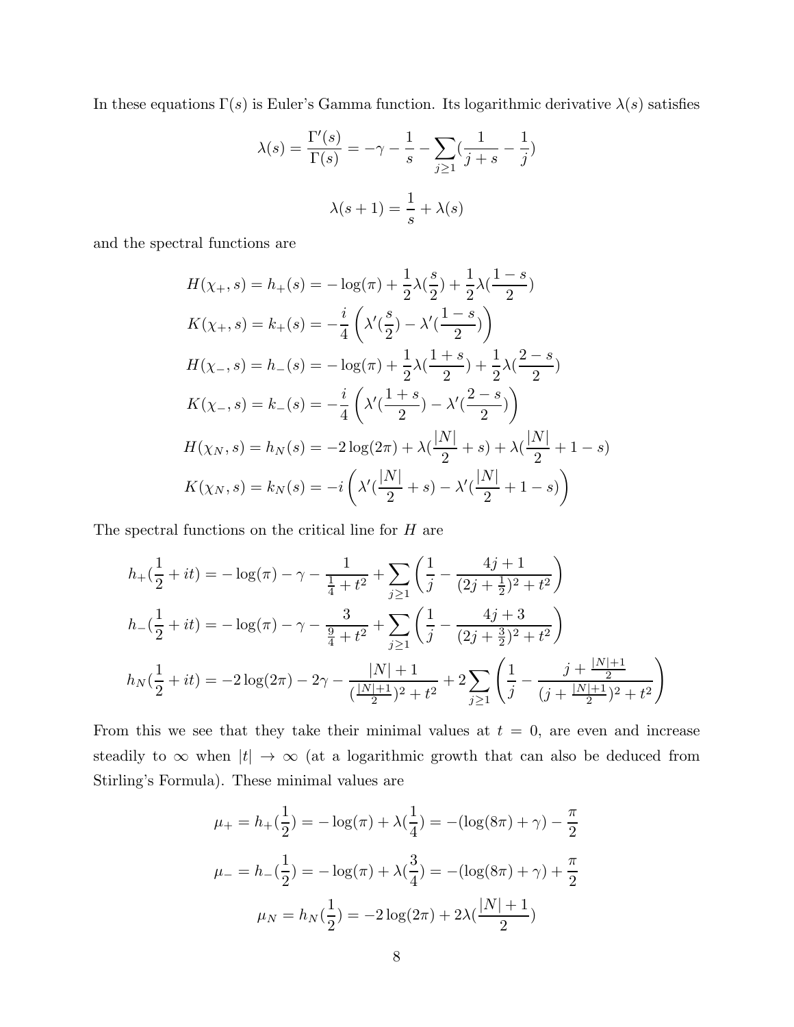In these equations $\Gamma(s)$ is Euler's Gamma function. Its logarithmic derivative $\lambda(s)$ satisfies

$$\lambda(s) = \frac{\Gamma'(s)}{\Gamma(s)} = -\gamma - \frac{1}{s} - \sum_{j\geq 1}(\frac{1}{j+s} - \frac{1}{j})$$

$$\lambda(s+1) = \frac{1}{s} + \lambda(s)$$

and the spectral functions are

$$H(\chi_+, s) = h_+(s) = -\log(\pi) + \frac{1}{2}\lambda(\frac{s}{2}) + \frac{1}{2}\lambda(\frac{1-s}{2})$$

$$K(\chi_+, s) = k_+(s) = -\frac{i}{4}\left(\lambda'(\frac{s}{2}) - \lambda'(\frac{1-s}{2})\right)$$

$$H(\chi_-, s) = h_-(s) = -\log(\pi) + \frac{1}{2}\lambda(\frac{1+s}{2}) + \frac{1}{2}\lambda(\frac{2-s}{2})$$

$$K(\chi_-, s) = k_-(s) = -\frac{i}{4}\left(\lambda'(\frac{1+s}{2}) - \lambda'(\frac{2-s}{2})\right)$$

$$H(\chi_N, s) = h_N(s) = -2\log(2\pi) + \lambda(\frac{|N|}{2} + s) + \lambda(\frac{|N|}{2} + 1 - s)$$

$$K(\chi_N, s) = k_N(s) = -i\left(\lambda'(\frac{|N|}{2} + s) - \lambda'(\frac{|N|}{2} + 1 - s)\right)$$

The spectral functions on the critical line for $H$ are

$$h_+(\frac{1}{2} + it) = -\log(\pi) - \gamma - \frac{1}{\frac{1}{4} + t^2} + \sum_{j\geq 1}\left(\frac{1}{j} - \frac{4j+1}{(2j+\frac{1}{2})^2 + t^2}\right)$$

$$h_-(\frac{1}{2} + it) = -\log(\pi) - \gamma - \frac{3}{\frac{9}{4} + t^2} + \sum_{j\geq 1}\left(\frac{1}{j} - \frac{4j+3}{(2j+\frac{3}{2})^2 + t^2}\right)$$

$$h_N(\frac{1}{2} + it) = -2\log(2\pi) - 2\gamma - \frac{|N|+1}{(\frac{|N|+1}{2})^2 + t^2} + 2\sum_{j\geq 1}\left(\frac{1}{j} - \frac{j + \frac{|N|+1}{2}}{(j + \frac{|N|+1}{2})^2 + t^2}\right)$$

From this we see that they take their minimal values at $t = 0$, are even and increase steadily to $\infty$ when $|t| \to \infty$ (at a logarithmic growth that can also be deduced from Stirling's Formula). These minimal values are

$$\mu_+ = h_+(\frac{1}{2}) = -\log(\pi) + \lambda(\frac{1}{4}) = -(\log(8\pi) + \gamma) - \frac{\pi}{2}$$

$$\mu_- = h_-(\frac{1}{2}) = -\log(\pi) + \lambda(\frac{3}{4}) = -(\log(8\pi) + \gamma) + \frac{\pi}{2}$$

$$\mu_N = h_N(\frac{1}{2}) = -2\log(2\pi) + 2\lambda(\frac{|N|+1}{2})$$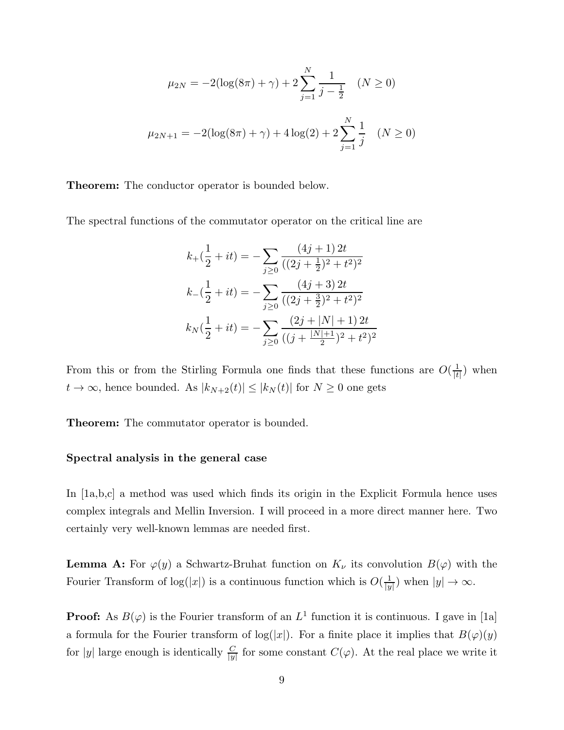$$\mu_{2N} = -2(\log(8\pi) + \gamma) + 2\sum_{j=1}^{N} \frac{1}{j - \frac{1}{2}} \quad (N \geq 0)$$

$$\mu_{2N+1} = -2(\log(8\pi) + \gamma) + 4\log(2) + 2\sum_{j=1}^{N} \frac{1}{j} \quad (N \geq 0)$$

**Theorem:** The conductor operator is bounded below.

The spectral functions of the commutator operator on the critical line are

$$k_+(\frac{1}{2} + it) = -\sum_{j\geq 0} \frac{(4j+1)\,2t}{((2j+\frac{1}{2})^2 + t^2)^2}$$

$$k_-(\frac{1}{2} + it) = -\sum_{j\geq 0} \frac{(4j+3)\,2t}{((2j+\frac{3}{2})^2 + t^2)^2}$$

$$k_N(\frac{1}{2} + it) = -\sum_{j\geq 0} \frac{(2j+|N|+1)\,2t}{((j+\frac{|N|+1}{2})^2 + t^2)^2}$$

From this or from the Stirling Formula one finds that these functions are $O(\frac{1}{|t|})$ when $t \to \infty$, hence bounded. As $|k_{N+2}(t)| \leq |k_N(t)|$ for $N \geq 0$ one gets

**Theorem:** The commutator operator is bounded.

**Spectral analysis in the general case**

In [1a,b,c] a method was used which finds its origin in the Explicit Formula hence uses complex integrals and Mellin Inversion. I will proceed in a more direct manner here. Two certainly very well-known lemmas are needed first.

**Lemma A:** For $\varphi(y)$ a Schwartz-Bruhat function on $K_\nu$ its convolution $B(\varphi)$ with the Fourier Transform of $\log(|x|)$ is a continuous function which is $O(\frac{1}{|y|})$ when $|y| \to \infty$.

**Proof:** As $B(\varphi)$ is the Fourier transform of an $L^1$ function it is continuous. I gave in [1a] a formula for the Fourier transform of $\log(|x|)$. For a finite place it implies that $B(\varphi)(y)$ for $|y|$ large enough is identically $\frac{C}{|y|}$ for some constant $C(\varphi)$. At the real place we write it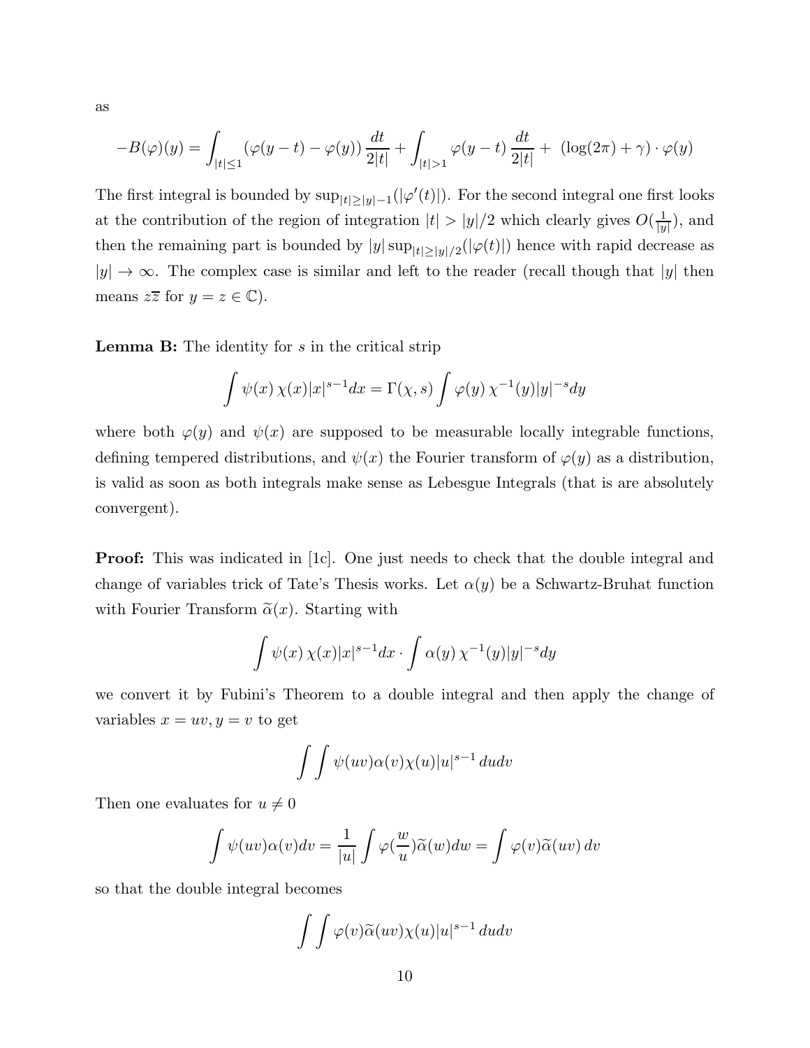as

$$-B(\varphi)(y) = \int_{|t|\leq 1} (\varphi(y-t) - \varphi(y))\, \frac{dt}{2|t|} + \int_{|t|>1} \varphi(y-t)\, \frac{dt}{2|t|} + \ (\log(2\pi) + \gamma) \cdot \varphi(y)$$

The first integral is bounded by $\sup_{|t|\geq |y|-1}(|\varphi'(t)|)$. For the second integral one first looks at the contribution of the region of integration $|t| > |y|/2$ which clearly gives $O(\frac{1}{|y|})$, and then the remaining part is bounded by $|y| \sup_{|t|\geq |y|/2}(|\varphi(t)|)$ hence with rapid decrease as $|y| \to \infty$. The complex case is similar and left to the reader (recall though that $|y|$ then means $z\overline{z}$ for $y = z \in \mathbb{C}$).

**Lemma B:** The identity for $s$ in the critical strip

$$\int \psi(x)\, \chi(x)|x|^{s-1}dx = \Gamma(\chi, s) \int \varphi(y)\, \chi^{-1}(y)|y|^{-s}dy$$

where both $\varphi(y)$ and $\psi(x)$ are supposed to be measurable locally integrable functions, defining tempered distributions, and $\psi(x)$ the Fourier transform of $\varphi(y)$ as a distribution, is valid as soon as both integrals make sense as Lebesgue Integrals (that is are absolutely convergent).

**Proof:** This was indicated in [1c]. One just needs to check that the double integral and change of variables trick of Tate's Thesis works. Let $\alpha(y)$ be a Schwartz-Bruhat function with Fourier Transform $\widetilde{\alpha}(x)$. Starting with

$$\int \psi(x)\, \chi(x)|x|^{s-1}dx \cdot \int \alpha(y)\, \chi^{-1}(y)|y|^{-s}dy$$

we convert it by Fubini's Theorem to a double integral and then apply the change of variables $x = uv, y = v$ to get

$$\int\int \psi(uv)\alpha(v)\chi(u)|u|^{s-1}\, dudv$$

Then one evaluates for $u \neq 0$

$$\int \psi(uv)\alpha(v)dv = \frac{1}{|u|}\int \varphi(\frac{w}{u})\widetilde{\alpha}(w)dw = \int \varphi(v)\widetilde{\alpha}(uv)\, dv$$

so that the double integral becomes

$$\int\int \varphi(v)\widetilde{\alpha}(uv)\chi(u)|u|^{s-1}\, dudv$$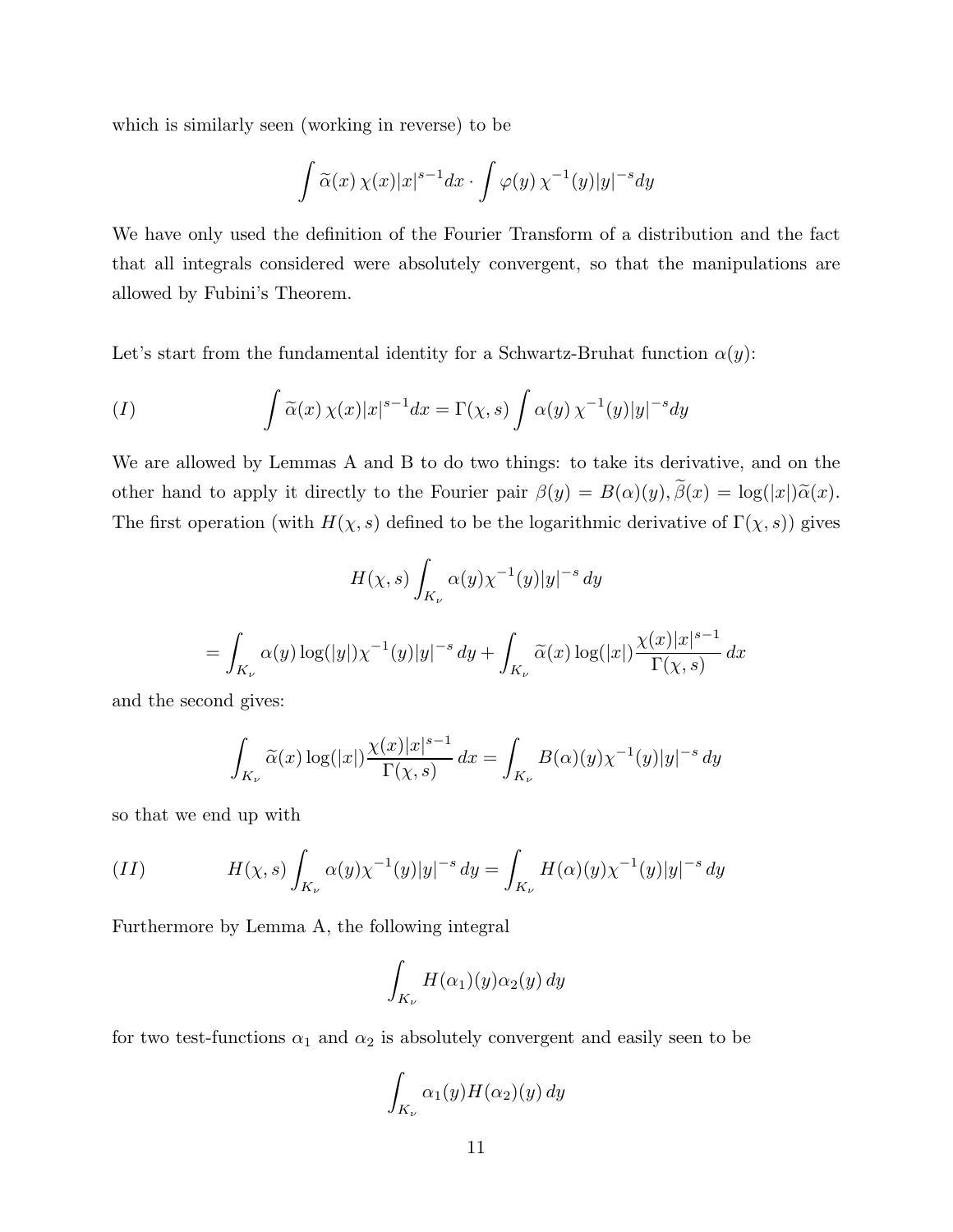which is similarly seen (working in reverse) to be

$$\int \widetilde{\alpha}(x)\,\chi(x)|x|^{s-1}dx \cdot \int \varphi(y)\,\chi^{-1}(y)|y|^{-s}dy$$

We have only used the definition of the Fourier Transform of a distribution and the fact that all integrals considered were absolutely convergent, so that the manipulations are allowed by Fubini's Theorem.

Let's start from the fundamental identity for a Schwartz-Bruhat function $\alpha(y)$:

$$(I) \qquad \int \widetilde{\alpha}(x)\,\chi(x)|x|^{s-1}dx = \Gamma(\chi, s)\int \alpha(y)\,\chi^{-1}(y)|y|^{-s}dy$$

We are allowed by Lemmas A and B to do two things: to take its derivative, and on the other hand to apply it directly to the Fourier pair $\beta(y) = B(\alpha)(y), \widetilde{\beta}(x) = \log(|x|)\widetilde{\alpha}(x)$. The first operation (with $H(\chi, s)$ defined to be the logarithmic derivative of $\Gamma(\chi, s)$) gives

$$H(\chi, s)\int_{K_\nu} \alpha(y)\chi^{-1}(y)|y|^{-s}\,dy$$

$$= \int_{K_\nu} \alpha(y)\log(|y|)\chi^{-1}(y)|y|^{-s}\,dy + \int_{K_\nu} \widetilde{\alpha}(x)\log(|x|)\frac{\chi(x)|x|^{s-1}}{\Gamma(\chi, s)}\,dx$$

and the second gives:

$$\int_{K_\nu} \widetilde{\alpha}(x)\log(|x|)\frac{\chi(x)|x|^{s-1}}{\Gamma(\chi, s)}\,dx = \int_{K_\nu} B(\alpha)(y)\chi^{-1}(y)|y|^{-s}\,dy$$

so that we end up with

$$(II) \qquad H(\chi, s)\int_{K_\nu} \alpha(y)\chi^{-1}(y)|y|^{-s}\,dy = \int_{K_\nu} H(\alpha)(y)\chi^{-1}(y)|y|^{-s}\,dy$$

Furthermore by Lemma A, the following integral

$$\int_{K_\nu} H(\alpha_1)(y)\alpha_2(y)\,dy$$

for two test-functions $\alpha_1$ and $\alpha_2$ is absolutely convergent and easily seen to be

$$\int_{K_\nu} \alpha_1(y)H(\alpha_2)(y)\,dy$$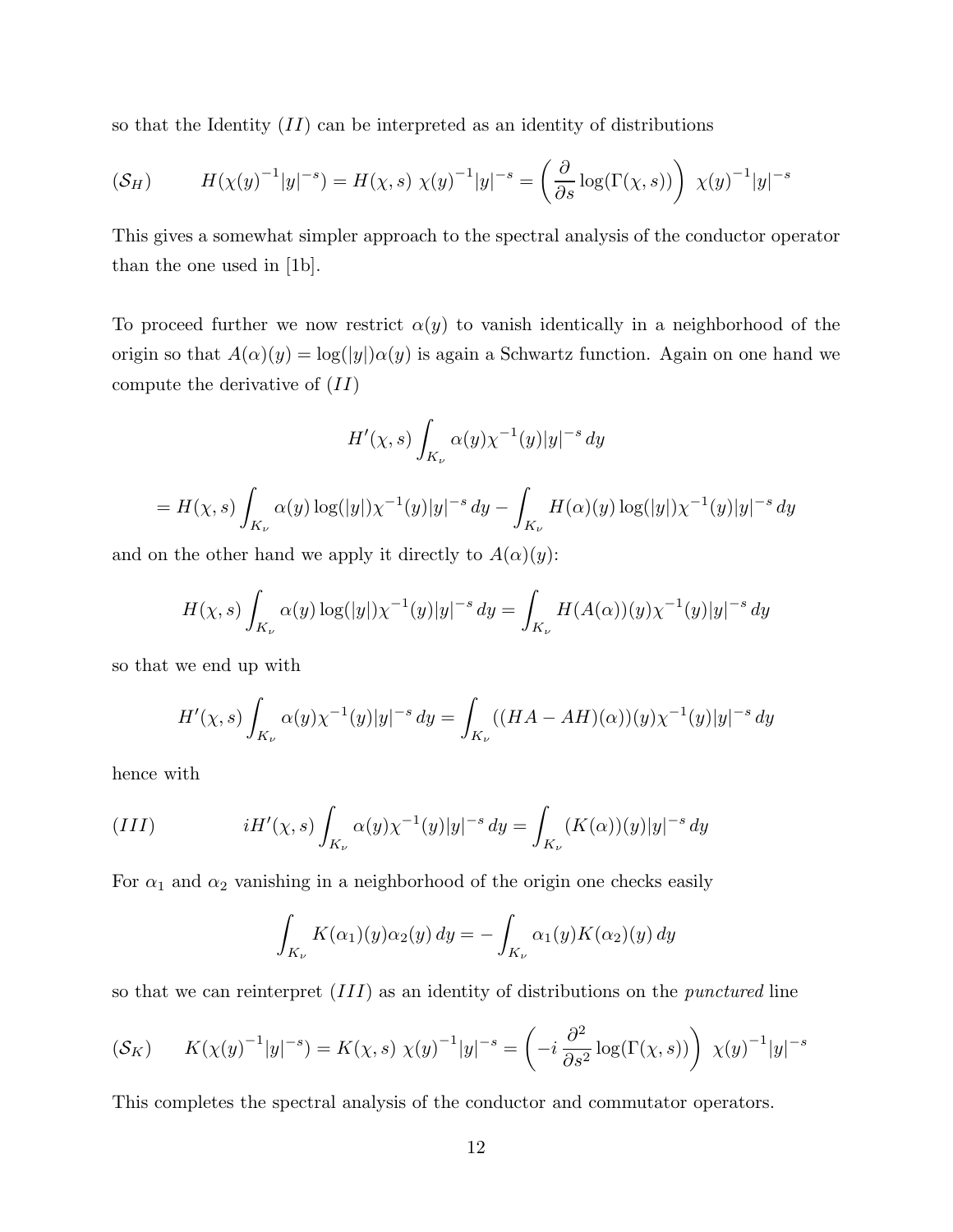so that the Identity $(II)$ can be interpreted as an identity of distributions

$$(\mathcal{S}_H) \qquad H(\chi(y)^{-1}|y|^{-s}) = H(\chi, s)\ \chi(y)^{-1}|y|^{-s} = \left(\frac{\partial}{\partial s}\log(\Gamma(\chi, s))\right)\ \chi(y)^{-1}|y|^{-s}$$

This gives a somewhat simpler approach to the spectral analysis of the conductor operator than the one used in [1b].

To proceed further we now restrict $\alpha(y)$ to vanish identically in a neighborhood of the origin so that $A(\alpha)(y) = \log(|y|)\alpha(y)$ is again a Schwartz function. Again on one hand we compute the derivative of $(II)$

$$H'(\chi, s)\int_{K_\nu} \alpha(y)\chi^{-1}(y)|y|^{-s}\,dy$$

$$= H(\chi, s)\int_{K_\nu} \alpha(y)\log(|y|)\chi^{-1}(y)|y|^{-s}\,dy - \int_{K_\nu} H(\alpha)(y)\log(|y|)\chi^{-1}(y)|y|^{-s}\,dy$$

and on the other hand we apply it directly to $A(\alpha)(y)$:

$$H(\chi, s)\int_{K_\nu} \alpha(y)\log(|y|)\chi^{-1}(y)|y|^{-s}\,dy = \int_{K_\nu} H(A(\alpha))(y)\chi^{-1}(y)|y|^{-s}\,dy$$

so that we end up with

$$H'(\chi, s)\int_{K_\nu} \alpha(y)\chi^{-1}(y)|y|^{-s}\,dy = \int_{K_\nu} ((HA - AH)(\alpha))(y)\chi^{-1}(y)|y|^{-s}\,dy$$

hence with

$$(III) \qquad iH'(\chi, s)\int_{K_\nu} \alpha(y)\chi^{-1}(y)|y|^{-s}\,dy = \int_{K_\nu} (K(\alpha))(y)|y|^{-s}\,dy$$

For $\alpha_1$ and $\alpha_2$ vanishing in a neighborhood of the origin one checks easily

$$\int_{K_\nu} K(\alpha_1)(y)\alpha_2(y)\,dy = -\int_{K_\nu} \alpha_1(y)K(\alpha_2)(y)\,dy$$

so that we can reinterpret $(III)$ as an identity of distributions on the *punctured* line

$$(\mathcal{S}_K) \qquad K(\chi(y)^{-1}|y|^{-s}) = K(\chi, s)\ \chi(y)^{-1}|y|^{-s} = \left(-i\,\frac{\partial^2}{\partial s^2}\log(\Gamma(\chi, s))\right)\ \chi(y)^{-1}|y|^{-s}$$

This completes the spectral analysis of the conductor and commutator operators.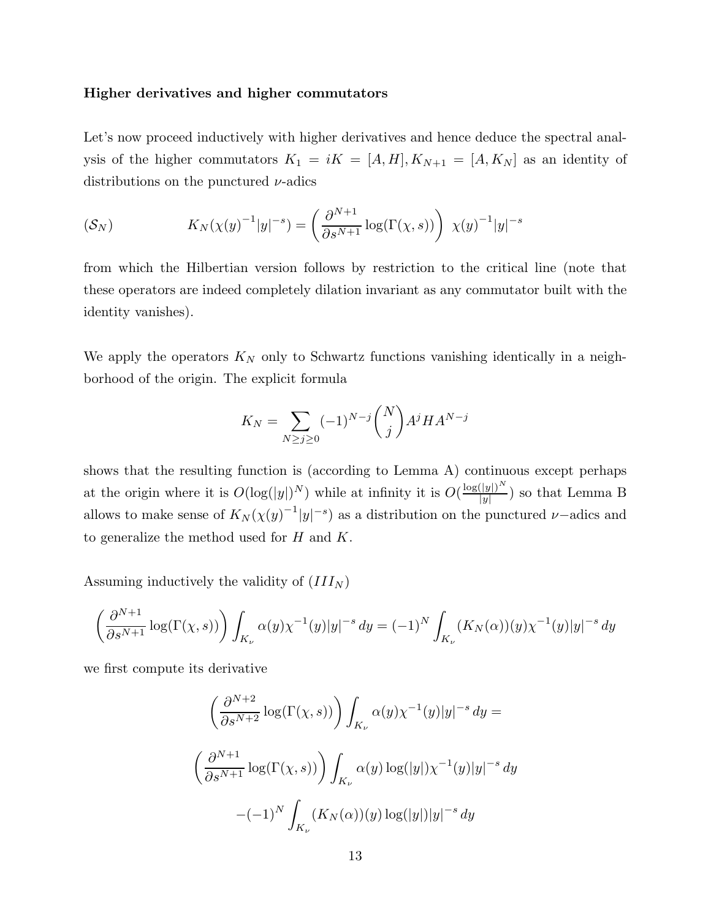**Higher derivatives and higher commutators**

Let's now proceed inductively with higher derivatives and hence deduce the spectral analysis of the higher commutators $K_1 = iK = [A, H], K_{N+1} = [A, K_N]$ as an identity of distributions on the punctured $\nu$-adics

$$(\mathcal{S}_N) \qquad\qquad K_N(\chi(y)^{-1}|y|^{-s}) = \left(\frac{\partial^{N+1}}{\partial s^{N+1}} \log(\Gamma(\chi, s))\right) \chi(y)^{-1}|y|^{-s}$$

from which the Hilbertian version follows by restriction to the critical line (note that these operators are indeed completely dilation invariant as any commutator built with the identity vanishes).

We apply the operators $K_N$ only to Schwartz functions vanishing identically in a neighborhood of the origin. The explicit formula

$$K_N = \sum_{N \geq j \geq 0} (-1)^{N-j} \binom{N}{j} A^j H A^{N-j}$$

shows that the resulting function is (according to Lemma A) continuous except perhaps at the origin where it is $O(\log(|y|)^N)$ while at infinity it is $O(\frac{\log(|y|)^N}{|y|})$ so that Lemma B allows to make sense of $K_N(\chi(y)^{-1}|y|^{-s})$ as a distribution on the punctured $\nu$-adics and to generalize the method used for $H$ and $K$.

Assuming inductively the validity of $(III_N)$

$$\left(\frac{\partial^{N+1}}{\partial s^{N+1}} \log(\Gamma(\chi, s))\right) \int_{K_\nu} \alpha(y)\chi^{-1}(y)|y|^{-s}\, dy = (-1)^N \int_{K_\nu} (K_N(\alpha))(y)\chi^{-1}(y)|y|^{-s}\, dy$$

we first compute its derivative

$$\left(\frac{\partial^{N+2}}{\partial s^{N+2}} \log(\Gamma(\chi, s))\right) \int_{K_\nu} \alpha(y)\chi^{-1}(y)|y|^{-s}\, dy =$$

$$\left(\frac{\partial^{N+1}}{\partial s^{N+1}} \log(\Gamma(\chi, s))\right) \int_{K_\nu} \alpha(y)\log(|y|)\chi^{-1}(y)|y|^{-s}\, dy$$

$$-(-1)^N \int_{K_\nu} (K_N(\alpha))(y)\log(|y|)|y|^{-s}\, dy$$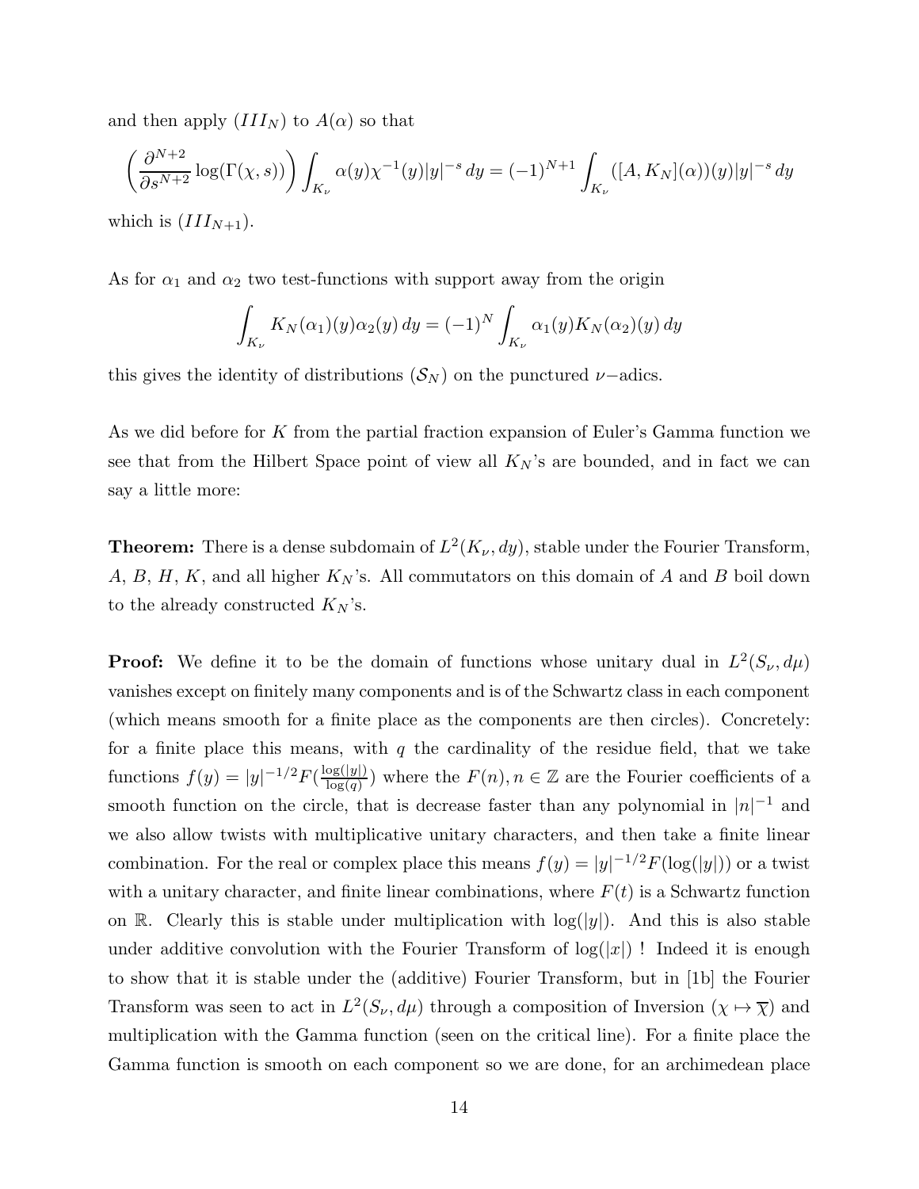and then apply $(III_N)$ to $A(\alpha)$ so that

$$\left(\frac{\partial^{N+2}}{\partial s^{N+2}}\log(\Gamma(\chi,s))\right)\int_{K_\nu}\alpha(y)\chi^{-1}(y)|y|^{-s}\,dy = (-1)^{N+1}\int_{K_\nu}([A,K_N](\alpha))(y)|y|^{-s}\,dy$$

which is $(III_{N+1})$.

As for $\alpha_1$ and $\alpha_2$ two test-functions with support away from the origin

$$\int_{K_\nu} K_N(\alpha_1)(y)\alpha_2(y)\,dy = (-1)^N\int_{K_\nu}\alpha_1(y)K_N(\alpha_2)(y)\,dy$$

this gives the identity of distributions $(\mathcal{S}_N)$ on the punctured $\nu-$adics.

As we did before for $K$ from the partial fraction expansion of Euler's Gamma function we see that from the Hilbert Space point of view all $K_N$'s are bounded, and in fact we can say a little more:

**Theorem:** There is a dense subdomain of $L^2(K_\nu, dy)$, stable under the Fourier Transform, $A$, $B$, $H$, $K$, and all higher $K_N$'s. All commutators on this domain of $A$ and $B$ boil down to the already constructed $K_N$'s.

**Proof:** We define it to be the domain of functions whose unitary dual in $L^2(S_\nu, d\mu)$ vanishes except on finitely many components and is of the Schwartz class in each component (which means smooth for a finite place as the components are then circles). Concretely: for a finite place this means, with $q$ the cardinality of the residue field, that we take functions $f(y) = |y|^{-1/2}F(\frac{\log(|y|)}{\log(q)})$ where the $F(n), n \in \mathbb{Z}$ are the Fourier coefficients of a smooth function on the circle, that is decrease faster than any polynomial in $|n|^{-1}$ and we also allow twists with multiplicative unitary characters, and then take a finite linear combination. For the real or complex place this means $f(y) = |y|^{-1/2}F(\log(|y|))$ or a twist with a unitary character, and finite linear combinations, where $F(t)$ is a Schwartz function on $\mathbb{R}$. Clearly this is stable under multiplication with $\log(|y|)$. And this is also stable under additive convolution with the Fourier Transform of $\log(|x|)$ ! Indeed it is enough to show that it is stable under the (additive) Fourier Transform, but in [1b] the Fourier Transform was seen to act in $L^2(S_\nu, d\mu)$ through a composition of Inversion ($\chi \mapsto \overline{\chi}$) and multiplication with the Gamma function (seen on the critical line). For a finite place the Gamma function is smooth on each component so we are done, for an archimedean place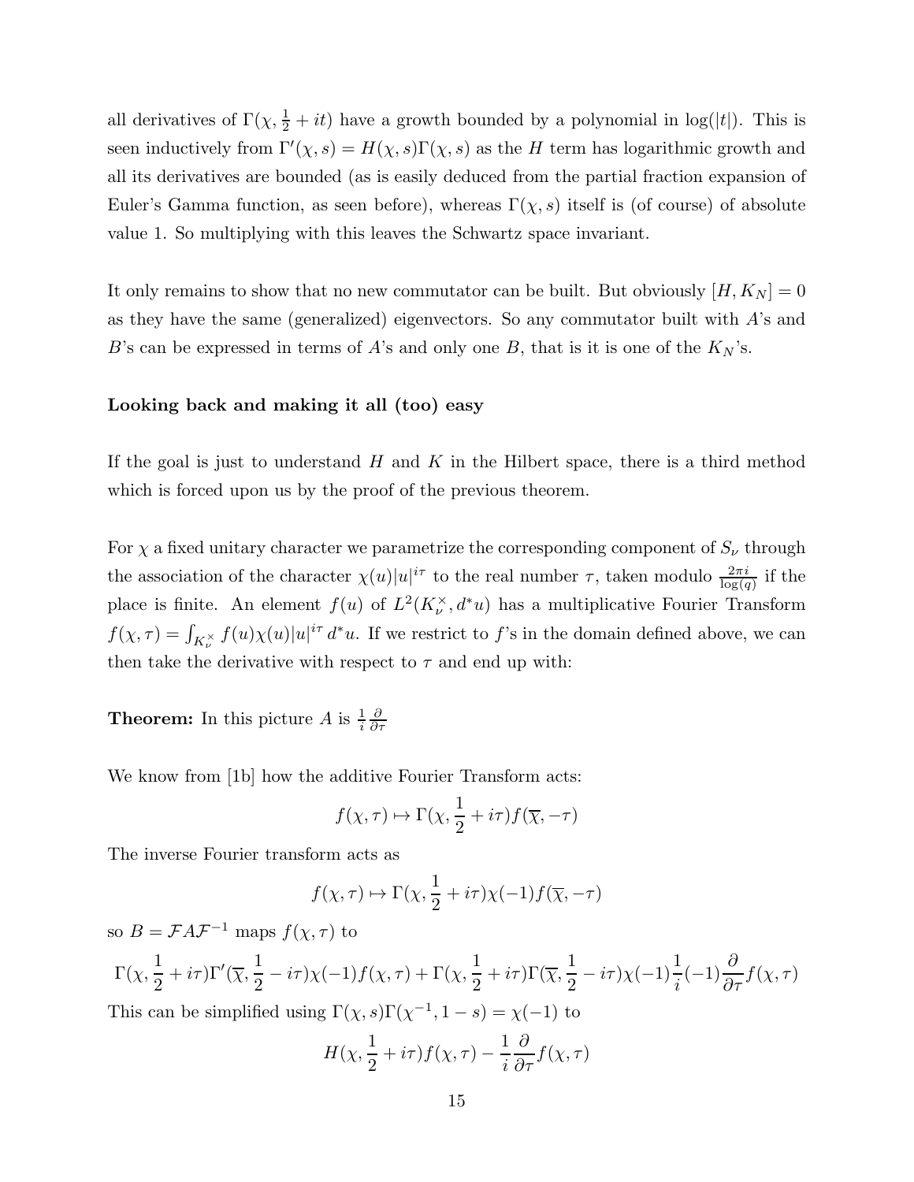all derivatives of $\Gamma(\chi, \frac{1}{2} + it)$ have a growth bounded by a polynomial in $\log(|t|)$. This is seen inductively from $\Gamma'(\chi, s) = H(\chi, s)\Gamma(\chi, s)$ as the $H$ term has logarithmic growth and all its derivatives are bounded (as is easily deduced from the partial fraction expansion of Euler's Gamma function, as seen before), whereas $\Gamma(\chi, s)$ itself is (of course) of absolute value 1. So multiplying with this leaves the Schwartz space invariant.

It only remains to show that no new commutator can be built. But obviously $[H, K_N] = 0$ as they have the same (generalized) eigenvectors. So any commutator built with $A$'s and $B$'s can be expressed in terms of $A$'s and only one $B$, that is it is one of the $K_N$'s.

**Looking back and making it all (too) easy**

If the goal is just to understand $H$ and $K$ in the Hilbert space, there is a third method which is forced upon us by the proof of the previous theorem.

For $\chi$ a fixed unitary character we parametrize the corresponding component of $S_\nu$ through the association of the character $\chi(u)|u|^{i\tau}$ to the real number $\tau$, taken modulo $\frac{2\pi i}{\log(q)}$ if the place is finite. An element $f(u)$ of $L^2(K_\nu^\times, d^*u)$ has a multiplicative Fourier Transform $f(\chi, \tau) = \int_{K_\nu^\times} f(u)\chi(u)|u|^{i\tau}\, d^*u$. If we restrict to $f$'s in the domain defined above, we can then take the derivative with respect to $\tau$ and end up with:

**Theorem:** In this picture $A$ is $\frac{1}{i}\frac{\partial}{\partial \tau}$

We know from [1b] how the additive Fourier Transform acts:

$$f(\chi, \tau) \mapsto \Gamma(\chi, \frac{1}{2} + i\tau) f(\overline{\chi}, -\tau)$$

The inverse Fourier transform acts as

$$f(\chi, \tau) \mapsto \Gamma(\chi, \frac{1}{2} + i\tau)\chi(-1) f(\overline{\chi}, -\tau)$$

so $B = \mathcal{F} A \mathcal{F}^{-1}$ maps $f(\chi, \tau)$ to

$$\Gamma(\chi, \frac{1}{2} + i\tau)\Gamma'(\overline{\chi}, \frac{1}{2} - i\tau)\chi(-1) f(\chi, \tau) + \Gamma(\chi, \frac{1}{2} + i\tau)\Gamma(\overline{\chi}, \frac{1}{2} - i\tau)\chi(-1)\frac{1}{i}(-1)\frac{\partial}{\partial \tau} f(\chi, \tau)$$

This can be simplified using $\Gamma(\chi, s)\Gamma(\chi^{-1}, 1 - s) = \chi(-1)$ to

$$H(\chi, \frac{1}{2} + i\tau) f(\chi, \tau) - \frac{1}{i}\frac{\partial}{\partial \tau} f(\chi, \tau)$$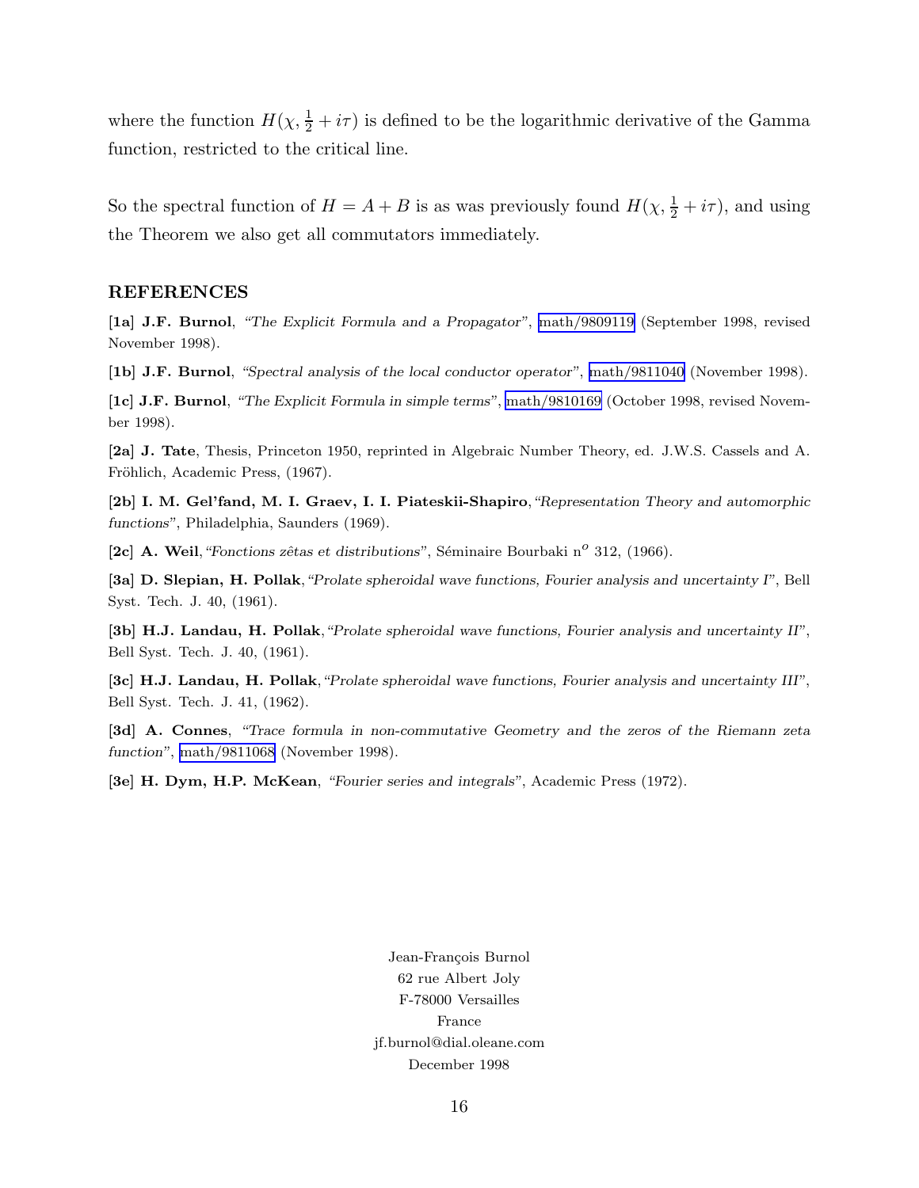where the function $H(\chi, \frac{1}{2} + i\tau)$ is defined to be the logarithmic derivative of the Gamma function, restricted to the critical line.

So the spectral function of $H = A + B$ is as was previously found $H(\chi, \frac{1}{2} + i\tau)$, and using the Theorem we also get all commutators immediately.

## REFERENCES

**[1a] J.F. Burnol**, *"The Explicit Formula and a Propagator"*, math/9809119 (September 1998, revised November 1998).

**[1b] J.F. Burnol**, *"Spectral analysis of the local conductor operator"*, math/9811040 (November 1998).

**[1c] J.F. Burnol**, *"The Explicit Formula in simple terms"*, math/9810169 (October 1998, revised November 1998).

**[2a] J. Tate**, Thesis, Princeton 1950, reprinted in Algebraic Number Theory, ed. J.W.S. Cassels and A. Fröhlich, Academic Press, (1967).

**[2b] I. M. Gel'fand, M. I. Graev, I. I. Piateskii-Shapiro**, *"Representation Theory and automorphic functions"*, Philadelphia, Saunders (1969).

**[2c] A. Weil**, *"Fonctions zêtas et distributions"*, Séminaire Bourbaki n$^o$ 312, (1966).

**[3a] D. Slepian, H. Pollak**, *"Prolate spheroidal wave functions, Fourier analysis and uncertainty I"*, Bell Syst. Tech. J. 40, (1961).

**[3b] H.J. Landau, H. Pollak**, *"Prolate spheroidal wave functions, Fourier analysis and uncertainty II"*, Bell Syst. Tech. J. 40, (1961).

**[3c] H.J. Landau, H. Pollak**, *"Prolate spheroidal wave functions, Fourier analysis and uncertainty III"*, Bell Syst. Tech. J. 41, (1962).

**[3d] A. Connes**, *"Trace formula in non-commutative Geometry and the zeros of the Riemann zeta function"*, math/9811068 (November 1998).

**[3e] H. Dym, H.P. McKean**, *"Fourier series and integrals"*, Academic Press (1972).

Jean-François Burnol
62 rue Albert Joly
F-78000 Versailles
France
jf.burnol@dial.oleane.com
December 1998